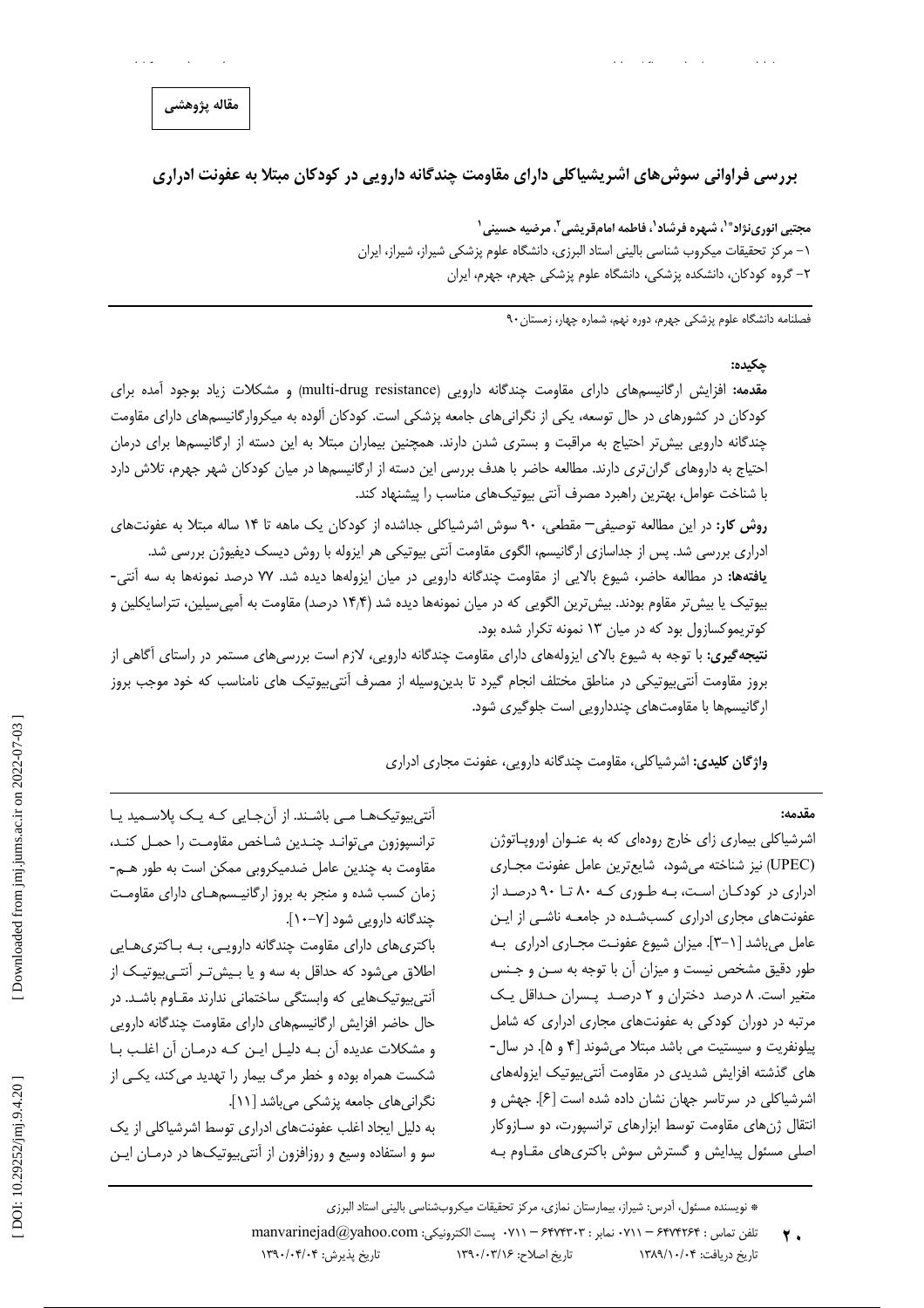مقاله پژوهشی

# بررسی فراوانی سوش‌های اشریشیاکلی دارای مقاومت چندگانه دارویی در کودکان مبتلا به عفونت ادراری

**مجتبی انوری‌نژاد*[1]، شهره فرشاد[1]، فاطمه امام‌قریشی[2]، مرضیه حسینی[1]**

1- مرکز تحقیقات میکروب شناسی بالینی استاد البرزی، دانشگاه علوم پزشکی شیراز، شیراز، ایران

2- گروه کودکان، دانشکده پزشکی، دانشگاه علوم پزشکی جهرم، جهرم، ایران

فصلنامه دانشگاه علوم پزشکی جهرم، دوره نهم، شماره چهار، زمستان ۹۰

## چکیده:

**مقدمه:** افزایش ارگانیسم‌های دارای مقاومت چندگانه دارویی (multi-drug resistance) و مشکلات زیاد بوجود آمده برای کودکان در کشورهای در حال توسعه، یکی از نگرانی‌های جامعه پزشکی است. کودکان آلوده به میکروارگانیسم‌های دارای مقاومت چندگانه دارویی بیش‌تر احتیاج به مراقبت و بستری شدن دارند. همچنین بیماران مبتلا به این دسته از ارگانیسم‌ها برای درمان احتیاج به داروهای گران‌تری دارند. مطالعه حاضر با هدف بررسی این دسته از ارگانیسم‌ها در میان کودکان شهر جهرم، تلاش دارد با شناخت عوامل، بهترین راهبرد مصرف آنتی بیوتیک‌های مناسب را پیشنهاد کند.

**روش کار:** در این مطالعه توصیفی– مقطعی، ۹۰ سوش اشرشیاکلی جداشده از کودکان یک ماهه تا ۱۴ ساله مبتلا به عفونت‌های ادراری بررسی شد. پس از جداسازی ارگانیسم، الگوی مقاومت آنتی بیوتیکی هر ایزوله با روش دیسک دیفیوژن بررسی شد.

**یافته‌ها:** در مطالعه حاضر، شیوع بالایی از مقاومت چندگانه دارویی در میان ایزوله‌ها دیده شد. ۷۷ درصد نمونه‌ها به سه آنتی-بیوتیک یا بیش‌تر مقاوم بودند. بیش‌ترین الگویی که در میان نمونه‌ها دیده شد (۱۴/۴ درصد) مقاومت به آمپی‌سیلین، تتراسایکلین و کوتریموکسازول بود که در میان ۱۳ نمونه تکرار شده بود.

**نتیجه‌گیری:** با توجه به شیوع بالای ایزوله‌های دارای مقاومت چندگانه دارویی، لازم است بررسی‌های مستمر در راستای آگاهی از بروز مقاومت آنتی‌بیوتیکی در مناطق مختلف انجام گیرد تا بدین‌وسیله از مصرف آنتی‌بیوتیک های نامناسب که خود موجب بروز ارگانیسم‌ها با مقاومت‌های چنددارویی است جلوگیری شود.

**واژگان کلیدی:** اشرشیاکلی، مقاومت چندگانه دارویی، عفونت مجاری ادراری

## مقدمه:

اشرشیاکلی بیماری زای خارج روده‌ای که به عنوان اوروپاتوژن (UPEC) نیز شناخته می‌شود، شایع‌ترین عامل عفونت مجاری ادراری در کودکان است، به طوری که ۸۰ تا ۹۰ درصد از عفونت‌های مجاری ادراری کسب‌شده در جامعه ناشی از این عامل می‌باشد [۱-۳]. میزان شیوع عفونت مجاری ادراری به طور دقیق مشخص نیست و میزان آن با توجه به سن و جنس متغیر است. ۸ درصد دختران و ۲ درصد پسران حداقل یک مرتبه در دوران کودکی به عفونت‌های مجاری ادراری که شامل پیلونفریت و سیستیت می باشد مبتلا می‌شوند [۴ و ۵]. در سال-های گذشته افزایش شدیدی در مقاومت آنتی‌بیوتیک ایزوله‌های اشرشیاکلی در سرتاسر جهان نشان داده شده است [۶]. جهش و انتقال ژن‌های مقاومت توسط ابزارهای ترانسپورت، دو سازوکار اصلی مسئول پیدایش و گسترش سوش باکتری‌های مقاوم به آنتی‌بیوتیک‌ها می باشند. از آن‌جایی که یک پلاسمید یا ترانسپوزون می‌تواند چندین شاخص مقاومت را حمل کند، مقاومت به چندین عامل ضدمیکروبی ممکن است به طور هم-زمان کسب شده و منجر به بروز ارگانیسم‌های دارای مقاومت چندگانه دارویی شود [۷-۱۰].

باکتری‌های دارای مقاومت چندگانه دارویی، به باکتری‌هایی اطلاق می‌شود که حداقل به سه و یا بیش‌تر آنتی‌بیوتیک از آنتی‌بیوتیک‌هایی که وابستگی ساختمانی ندارند مقاوم باشد. در حال حاضر افزایش ارگانیسم‌های دارای مقاومت چندگانه دارویی و مشکلات عدیده آن به دلیل این که درمان آن اغلب با شکست همراه بوده و خطر مرگ بیمار را تهدید می‌کند، یکی از نگرانی‌های جامعه پزشکی می‌باشد [۱۱].

به دلیل ایجاد اغلب عفونت‌های ادراری توسط اشرشیاکلی از یک سو و استفاده وسیع و روزافزون از آنتی‌بیوتیک‌ها در درمان این

---

* نویسنده مسئول، آدرس: شیراز، بیمارستان نمازی، مرکز تحقیقات میکروب‌شناسی بالینی استاد البرزی

تلفن تماس : ۶۴۷۴۲۶۴ – ۰۷۱۱ نمابر : ۶۴۷۴۳۰۳ – ۰۷۱۱ پست الکترونیکی: manvarinejad@yahoo.com

تاریخ دریافت: ۱۳۸۹/۱۰/۰۴ تاریخ اصلاح: ۱۳۹۰/۰۳/۱۶ تاریخ پذیرش: ۱۳۹۰/۰۴/۰۴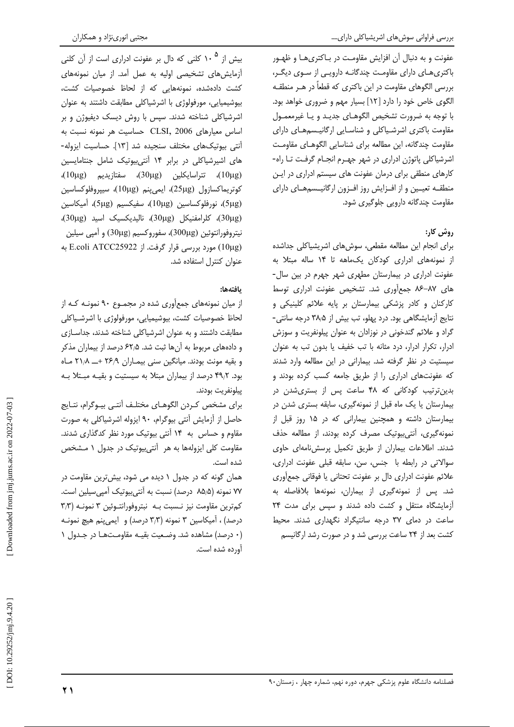عفونت و به دنبال آن افزایش مقاومت در باکتری‌ها و ظهور باکتری‌های دارای مقاومت چندگانه دارویی از سوی دیگر، بررسی الگوهای مقاومت در این باکتری که قطعاً در هر منطقه الگوی خاص خود را دارد [۱۲] بسیار مهم و ضروری خواهد بود. با توجه به ضرورت تشخیص الگوهای جدید و یا غیرمعمول مقاومت باکتری اشرشیاکلی و شناسایی ارگانیسم‌های دارای مقاومت چندگانه، این مطالعه برای شناسایی الگوهای مقاومت اشرشیاکلی پاتوژن ادراری در شهر جهرم انجام گرفت تا راه‌کارهای منطقی برای درمان عفونت های سیستم ادراری در این منطقه تعیین و از افزایش روز افزون ارگانیسم‌های دارای مقاومت چندگانه دارویی جلوگیری شود.

## روش کار:

برای انجام این مطالعه مقطعی، سوش‌های اشریشیاکلی جداشده از نمونه‌های ادراری کودکان یک‌ماهه تا ۱۴ ساله مبتلا به عفونت ادراری در بیمارستان مطهری شهر جهرم در بین سال‌های ۸۷-۸۶ جمع‌آوری شد. تشخیص عفونت ادراری توسط کارکنان و کادر پزشکی بیمارستان بر پایه علائم کلینیکی و نتایج آزمایشگاهی بود. درد پهلو، تب بیش از ۳۸/۵ درجه سانتی‌گراد و علائم گندخونی در نوزادان به عنوان پیلونفریت و سوزش ادرار، تکرار ادرار، درد مثانه با تب خفیف یا بدون تب به عنوان سیستیت در نظر گرفته شد. بیمارانی در این مطالعه وارد شدند که عفونت‌های ادراری را از طریق جامعه کسب کرده بودند و بدین‌ترتیب کودکانی که ۴۸ ساعت پس از بستری‌شدن در بیمارستان یا یک ماه قبل از نمونه‌گیری، سابقه بستری شدن در بیمارستان داشته و همچنین بیمارانی که در ۱۵ روز قبل از نمونه‌گیری، آنتی‌بیوتیک مصرف کرده بودند، از مطالعه حذف شدند. اطلاعات بیماران از طریق تکمیل پرسش‌نامه‌ای حاوی سوالاتی در رابطه با جنس، سن، سابقه قبلی عفونت ادراری، علائم عفونت ادراری دال بر عفونت تحتانی یا فوقانی جمع‌آوری شد. پس از نمونه‌گیری از بیماران، نمونه‌ها بلافاصله به آزمایشگاه منتقل و کشت داده شدند و سپس برای مدت ۲۴ ساعت در دمای ۳۷ درجه سانتیگراد نگهداری شدند. محیط کشت بعد از ۲۴ ساعت بررسی شد و در صورت رشد ارگانیسم بیش از $10^5$ کلنی که دال بر عفونت ادراری است از آن کلنی آزمایش‌های تشخیصی اولیه به عمل آمد. از میان نمونه‌های کشت داده‌شده، نمونه‌هایی که از لحاظ خصوصیات کشت، بیوشیمیایی، مورفولوژی با اشرشیاکلی مطابقت داشتند به عنوان اشرشیاکلی شناخته شدند. سپس با روش دیسک دیفیوژن و بر اساس معیارهای CLSI, 2006 حساسیت هر نمونه نسبت به آنتی بیوتیک‌های مختلف سنجیده شد [۱۳]. حساسیت ایزوله‌های اشیرشیاکلی در برابر ۱۴ آنتی‌بیوتیک شامل جنتامایسین (10µg)، تتراسایکلین (30µg)، سفتازیدیم (10µg)، کوتریماکسازول (25µg)، ایمی‌پنم (10µg)، سیپروفلوکساسین (5µg)، نورفلوکساسین (10µg)، سفیکسیم (5µg)، آمیکاسین (30µg)، کلرامفنیکل (30µg)، نالیدیکسیک اسید (30µg)، نیتروفورانتوئین (300µg)، سفوروکسیم (30µg) و آمپی سیلین (10µg) مورد بررسی قرار گرفت. از E.coli ATCC25922 به عنوان کنترل استفاده شد.

## یافته‌ها:

از میان نمونه‌های جمع‌آوری شده در مجموع ۹۰ نمونه که از لحاظ خصوصیات کشت، بیوشیمیایی، مورفولوژی با اشرشیاکلی مطابقت داشتند و به عنوان اشرشیاکلی شناخته شدند، جداسازی و داده‌های مربوط به آن‌ها ثبت شد. ۶۲/۵ درصد از بیماران مذکر و بقیه مونث بودند. میانگین سنی بیماران ۲۶/۹ +ـ ۲۱/۸ ماه بود. ۴۹/۲ درصد از بیماران مبتلا به سیستیت و بقیه مبتلا به پیلونفریت بودند.

برای مشخص کردن الگوهای مختلف آنتی بیوگرام، نتایج حاصل از آزمایش آنتی بیوگرام، ۹۰ ایزوله اشرشیاکلی به صورت مقاوم و حساس به ۱۴ آنتی بیوتیک مورد نظر کدگذاری شدند. مقاومت کلی ایزوله‌ها به هر آنتی‌بیوتیک در جدول ۱ مشخص شده است.

همان گونه که در جدول ۱ دیده می شود، بیش‌ترین مقاومت در ۷۷ نمونه (۸۵/۵ درصد) نسبت به آنتی‌بیوتیک آمپی‌سیلین است. کم‌ترین مقاومت نیز نسبت به نیتروفورانتوئین ۳ نمونه (۳/۳ درصد) ، آمیکاسین ۳ نمونه (۳/۳ درصد) و ایمی‌پنم هیچ نمونه (۰ درصد) مشاهده شد. وضعیت بقیه مقاومت‌ها در جدول ۱ آورده شده است.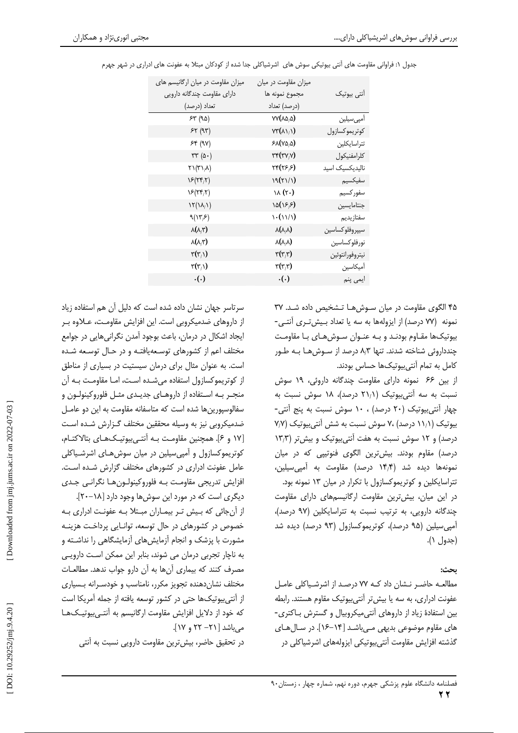جدول ۱: فراوانی مقاومت های آنتی بیوتیکی سوش های اشرشیاکلی جدا شده از کودکان مبتلا به عفونت های ادراری در شهر جهرم

| آنتی بیوتیک | میزان مقاومت در میان مجموع نمونه ها (درصد) تعداد | میزان مقاومت در میان ارگانیسم های دارای مقاومت چندگانه دارویی تعداد (درصد) |
|---|---|---|
| آمپی‌سیلین | ۷۷(۸۵,۵) | ۶۳ (۹۵) |
| کوتریموکسازول | ۷۳(۸۱,۱) | ۶۲ (۹۳) |
| تتراسایکلین | ۶۸(۷۵,۵) | ۶۴ (۹۷) |
| کلرامفنیکول | ۳۴(۳۷,۷) | ۳۳ (۵۰) |
| نالیدیکسیک اسید | ۲۴(۲۶,۶) | ۲۱(۳۱,۸) |
| سفیکسیم | ۱۹(۲۱/۱) | ۱۶(۲۴,۲) |
| سفورکسیم | ۱۸ (۲۰) | ۱۶(۲۴,۲) |
| جنتامایسین | ۱۵(۱۶,۶) | ۱۲(۱۸,۱) |
| سفتازیدیم | ۱۰(۱۱/۱) | ۹(۱۳,۶) |
| سیپروفلوکساسین | ۸(۸,۸) | ۸(۸,۳) |
| نورفلوکساسین | ۸(۸,۸) | ۸(۸,۳) |
| نیتروفورانتوئین | ۳(۳,۳) | ۳(۳,۱) |
| آمیکاسین | ۳(۳,۳) | ۳(۳,۱) |
| ایمی پنم | ۰(۰) | ۰(۰) |

۴۵ الگوی مقاومت در میان سوش‌ها تشخیص داده شد. ۳۷ نمونه (۷۷ درصد) از ایزوله‌ها به سه یا تعداد بیش‌تری آنتی‌بیوتیک‌ها مقاوم بودند و به عنوان سوش‌های با مقاومت چنددارویی شناخته شدند. تنها ۸/۳ درصد از سوش‌ها به طور کامل به تمام آنتی‌بیوتیک‌ها حساس بودند.

از بین ۶۶ نمونه دارای مقاومت چندگانه دارویی، ۱۹ سوش نسبت به سه آنتی‌بیوتیک (۲۱/۱ درصد)، ۱۸ سوش نسبت به چهار آنتی‌بیوتیک (۲۰ درصد) ، ۱۰ سوش نسبت به پنج آنتی‌بیوتیک (۱۱/۱ درصد) ،۷ سوش نسبت به شش آنتی‌بیوتیک (۷/۷ درصد) و ۱۲ سوش نسبت به هفت آنتی‌بیوتیک و بیش‌تر (۱۳/۳ درصد) مقاوم بودند. بیش‌ترین الگوی فنوتیپی که در میان نمونه‌ها دیده شد (۱۴/۴ درصد) مقاومت به آمپی‌سیلین، تتراسایکلین و کوتریموکسازول با تکرار در میان ۱۳ نمونه بود.

در این میان، بیش‌ترین مقاومت ارگانیسم‌های دارای مقاومت چندگانه دارویی، به ترتیب نسبت به تتراسایکلین (۹۷ درصد)، آمپی‌سیلین (۹۵ درصد)، کوتریموکسازول (۹۳ درصد) دیده شد (جدول ۱).

## بحث:

مطالعه حاضر نشان داد که ۷۷ درصد از اشرشیاکلی عامل عفونت ادراری، به سه یا بیش‌تر آنتی‌بیوتیک مقاوم هستند. رابطه بین استفادهٔ زیاد از داروهای آنتی‌میکروبیال و گسترش باکتری‌های مقاوم موضوعی بدیهی می‌باشد [۱۶-۱۴]. در سال‌های گذشته افزایش مقاومت آنتی‌بیوتیکی ایزوله‌های اشرشیاکلی در سرتاسر جهان نشان داده شده است که دلیل آن هم استفاده زیاد از داروهای ضدمیکروبی است. این افزایش مقاومت، علاوه بر ایجاد اشکال در درمان، باعث بوجود آمدن نگرانی‌هایی در جوامع مختلف اعم از کشورهای توسعه‌یافته و در حال توسعه شده است. به عنوان مثال برای درمان سیستیت در بسیاری از مناطق از کوتریموکسازول استفاده می‌شده است، اما مقاومت به آن منجر به استفاده از داروهای جدیدی مثل فلوروکینولون و سفالوسپورین‌ها شده است که متاسفانه مقاومت به این دو عامل ضدمیکروبی نیز به وسیله محققین مختلف گزارش شده است [۱۷ و ۶]. همچنین مقاومت به آنتی‌بیوتیک‌های بتالاکتام، کوتریموکسازول و آمپی‌سیلین در میان سوش‌های اشرشیاکلی عامل عفونت ادراری در کشورهای مختلف گزارش شده است. افزایش تدریجی مقاومت به فلوروکینولون‌ها نگرانی جدی دیگری است که در مورد این سوش‌ها وجود دارد [۲۰-۱۸].

از آن‌جائی که بیش تر بیماران مبتلا به عفونت ادراری به خصوص در کشورهای در حال توسعه، توانایی پرداخت هزینه مشورت با پزشک و انجام آزمایش‌های آزمایشگاهی را نداشته و به ناچار تجربی درمان می شوند، بنابر این ممکن است دارویی مصرف کنند که بیماری آن‌ها به آن دارو جواب ندهد. مطالعات مختلف نشان‌دهنده تجویز مکرر، نامناسب و خودسرانه بسیاری از آنتی‌بیوتیک‌ها حتی در کشور توسعه یافته از جمله آمریکا است که خود از دلایل افزایش مقاومت ارگانیسم به آنتی‌بیوتیک‌ها می‌باشد [۲۱- ۲۲ و ۱۷].

در تحقیق حاضر، بیش‌ترین مقاومت دارویی نسبت به آنتی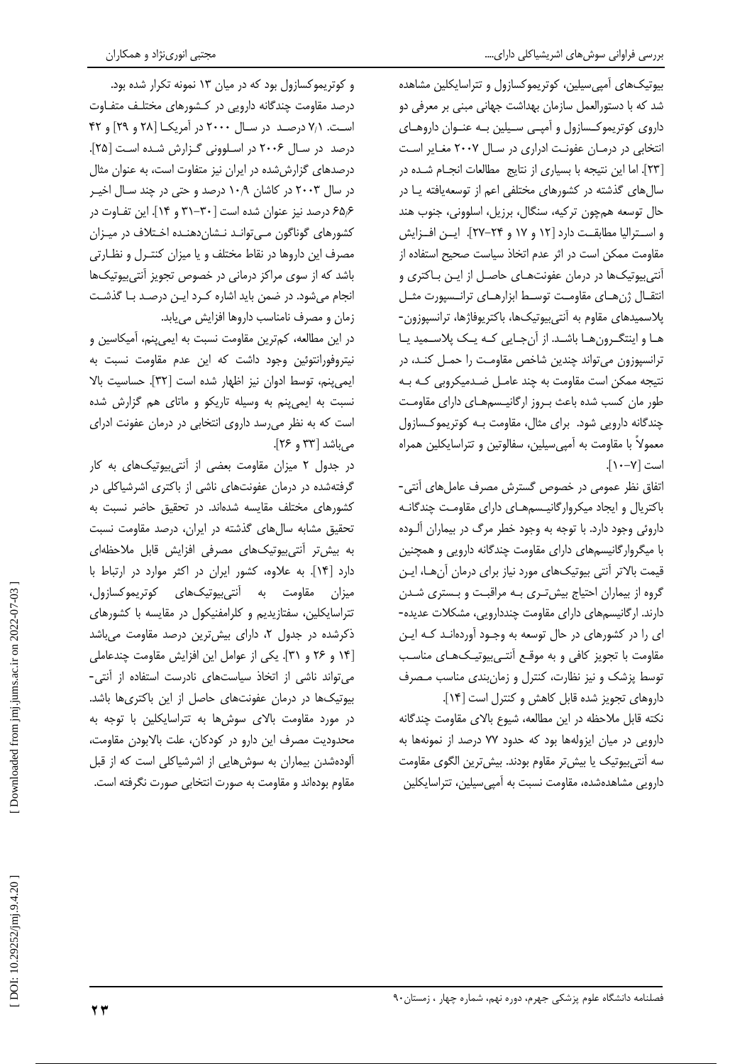بیوتیک‌های آمپی‌سیلین، کوتریموکسازول و تتراسایکلین مشاهده شد که با دستورالعمل سازمان بهداشت جهانی مبنی بر معرفی دو داروی کوتریموکسازول و آمپی سیلین به عنوان داروهای انتخابی در درمان عفونت ادراری در سال ۲۰۰۷ مغایر است [۲۳]. اما این نتیجه با بسیاری از نتایج مطالعات انجام شده در سال‌های گذشته در کشورهای مختلفی اعم از توسعه‌یافته یا در حال توسعه هم‌چون ترکیه، سنگال، برزیل، اسلوونی، جنوب هند و استرالیا مطابقت دارد [۱۲ و ۱۷ و ۲۴–۲۷]. این افزایش مقاومت ممکن است در اثر عدم اتخاذ سیاست صحیح استفاده از آنتی‌بیوتیک‌ها در درمان عفونت‌های حاصل از این باکتری و انتقال ژن‌های مقاومت توسط ابزارهای ترانسپورت مثل پلاسمیدهای مقاوم به آنتی‌بیوتیک‌ها، باکتریوفاژها، ترانسپوزون‌ها و اینتگرون‌ها باشد. از آن‌جایی که یک پلاسمید یا ترانسپوزون می‌تواند چندین شاخص مقاومت را حمل کند، در نتیجه ممکن است مقاومت به چند عامل ضدمیکروبی که به طور مان کسب شده باعث بروز ارگانیسم‌های دارای مقاومت چندگانه دارویی شود. برای مثال، مقاومت به کوتریموکسازول معمولاً با مقاومت به آمپی‌سیلین، سفالوتین و تتراسایکلین همراه است [۷–۱۰].

اتفاق نظر عمومی در خصوص گسترش مصرف عامل‌های آنتی‌باکتریال و ایجاد میکروارگانیسم‌های دارای مقاومت چندگانه داروئی وجود دارد. با توجه به وجود خطر مرگ در بیماران آلوده با میگروارگانیسم‌های دارای مقاومت چندگانه دارویی و همچنین قیمت بالاتر آنتی بیوتیک‌های مورد نیاز برای درمان آن‌ها، این گروه از بیماران احتیاج بیش‌تری به مراقبت و بستری شدن دارند. ارگانیسم‌های دارای مقاومت چنددارویی، مشکلات عدیده‌ای را در کشورهای در حال توسعه به وجود آورده‌اند که این مقاومت با تجویز کافی و به موقع آنتی‌بیوتیک‌های مناسب توسط پزشک و نیز نظارت، کنترل و زمان‌بندی مناسب مصرف داروهای تجویز شده قابل کاهش و کنترل است [۱۴].

نکته قابل ملاحظه در این مطالعه، شیوع بالای مقاومت چندگانه دارویی در میان ایزوله‌ها بود که حدود ۷۷ درصد از نمونه‌ها به سه آنتی‌بیوتیک یا بیش‌تر مقاوم بودند. بیش‌ترین الگوی مقاومت دارویی مشاهده‌شده، مقاومت نسبت به آمپی‌سیلین، تتراسایکلین و کوتریموکسازول بود که در میان ۱۳ نمونه تکرار شده بود. درصد مقاومت چندگانه دارویی در کشورهای مختلف متفاوت است. ۷/۱ درصد در سال ۲۰۰۰ در آمریکا [۲۸ و ۲۹] و ۴۲ درصد در سال ۲۰۰۶ در اسلوونی گزارش شده است [۲۵]. درصدهای گزارش‌شده در ایران نیز متفاوت است، به عنوان مثال در سال ۲۰۰۳ در کاشان ۱۰/۹ درصد و حتی در چند سال اخیر ۶۵/۶ درصد نیز عنوان شده است [۳۰–۳۱ و ۱۴]. این تفاوت در کشورهای گوناگون می‌تواند نشان‌دهنده اختلاف در میزان مصرف این داروها در نقاط مختلف و یا میزان کنترل و نظارتی باشد که از سوی مراکز درمانی در خصوص تجویز آنتی‌بیوتیک‌ها انجام می‌شود. در ضمن باید اشاره کرد این درصد با گذشت زمان و مصرف نامناسب داروها افزایش می‌یابد.

در این مطالعه، کم‌ترین مقاومت نسبت به ایمی‌پنم، آمیکاسین و نیتروفورانتوئین وجود داشت که این عدم مقاومت نسبت به ایمی‌پنم، توسط ادوان نیز اظهار شده است [۳۲]. حساسیت بالا نسبت به ایمی‌پنم به وسیله تاریکو و ماتای هم گزارش شده است که به نظر می‌رسد داروی انتخابی در درمان عفونت ادرای می‌باشد [۳۳ و ۲۶].

در جدول ۲ میزان مقاومت بعضی از آنتی‌بیوتیک‌های به کار گرفته‌شده در درمان عفونت‌های ناشی از باکتری اشرشیاکلی در کشورهای مختلف مقایسه شده‌اند. در تحقیق حاضر نسبت به تحقیق مشابه سال‌های گذشته در ایران، درصد مقاومت نسبت به بیش‌تر آنتی‌بیوتیک‌های مصرفی افزایش قابل ملاحظه‌ای دارد [۱۴]. به علاوه، کشور ایران در اکثر موارد در ارتباط با میزان مقاومت به آنتی‌بیوتیک‌های کوتریموکسازول، تتراسایکلین، سفتازیدیم و کلرامفنیکول در مقایسه با کشورهای ذکرشده در جدول ۲، دارای بیش‌ترین درصد مقاومت می‌باشد [۱۴ و ۲۶ و ۳۱]. یکی از عوامل این افزایش مقاومت چندعاملی می‌تواند ناشی از اتخاذ سیاست‌های نادرست استفاده از آنتی‌بیوتیک‌ها در درمان عفونت‌های حاصل از این باکتری‌ها باشد. در مورد مقاومت بالای سوش‌ها به تتراسایکلین با توجه به محدودیت مصرف این دارو در کودکان، علت بالابودن مقاومت، آلوده‌شدن بیماران به سوش‌هایی از اشرشیاکلی است که از قبل مقاوم بوده‌اند و مقاومت به صورت انتخابی صورت نگرفته است.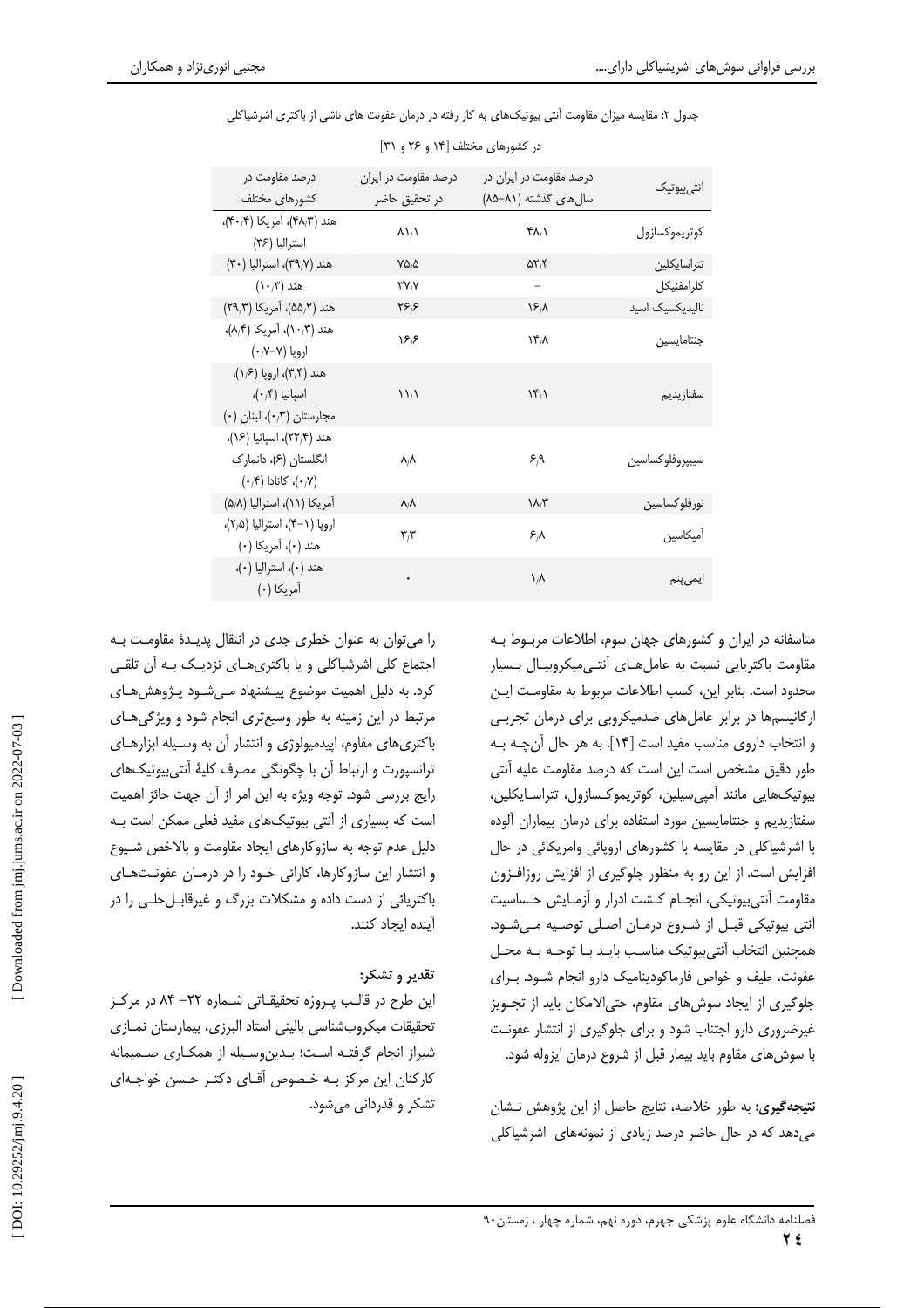جدول ۲: مقایسه میزان مقاومت آنتی بیوتیک‌های به کار رفته در درمان عفونت های ناشی از باکتری اشرشیاکلی در کشورهای مختلف [۱۴ و ۲۶ و ۳۱]

| آنتی‌بیوتیک | درصد مقاومت در ایران در سال‌های گذشته (۸۱–۸۵) | درصد مقاومت در ایران در تحقیق حاضر | درصد مقاومت در کشورهای مختلف |
|---|---|---|---|
| کوتریموکسازول | ۴۸٫۱ | ۸۱٫۱ | هند (۴۸٫۳)، آمریکا (۴۰٫۴)، استرالیا (۳۶) |
| تتراسایکلین | ۵۲٫۴ | ۷۵٫۵ | هند (۳۹٫۷)، استرالیا (۳۰) |
| کلرامفنیکل | – | ۳۷٫۷ | هند (۱۰٫۳) |
| نالیدیکسیک اسید | ۱۶٫۸ | ۲۶٫۶ | هند (۵۵٫۲)، آمریکا (۲۹٫۳) |
| جنتامایسین | ۱۴٫۸ | ۱۶٫۶ | هند (۱۰٫۳)، آمریکا (۸٫۴)، اروپا (۷–۰٫۷) |
| سفتازیدیم | ۱۴٫۱ | ۱۱٫۱ | هند (۳٫۴)، اروپا (۱٫۶)، اسپانیا (۰٫۴)، مجارستان (۰٫۳)، لبنان (۰) |
| سیپروفلوکساسین | ۶٫۹ | ۸٫۸ | هند (۲۲٫۴)، اسپانیا (۱۶)، انگلستان (۶)، دانمارک (۰٫۷)، کانادا (۰٫۴) |
| نورفلوکساسین | ۱۸٫۳ | ۸٫۸ | آمریکا (۱۱)، استرالیا (۵٫۸) |
| آمیکاسین | ۶٫۸ | ۳٫۳ | اروپا (۱–۴)، استرالیا (۲٫۵)، هند (۰)، آمریکا (۰) |
| ایمی‌پنم | ۱٫۸ | ۰ | هند (۰)، استرالیا (۰)، آمریکا (۰) |

متاسفانه در ایران و کشورهای جهان سوم، اطلاعات مربوط به مقاومت باکتریایی نسبت به عامل‌های آنتی‌میکروبیال بسیار محدود است. بنابر این، کسب اطلاعات مربوط به مقاومت این ارگانیسم‌ها در برابر عامل‌های ضدمیکروبی برای درمان تجربی و انتخاب داروی مناسب مفید است [۱۴]. به هر حال آن‌چه به طور دقیق مشخص است این است که درصد مقاومت علیه آنتی بیوتیک‌هایی مانند آمپی‌سیلین، کوتریموکسازول، تتراسایکلین، سفتازیدیم و جنتامایسین مورد استفاده برای درمان بیماران آلوده با اشرشیاکلی در مقایسه با کشورهای اروپائی وامریکائی در حال افزایش است. از این رو به منظور جلوگیری از افزایش روزافزون مقاومت آنتی‌بیوتیکی، انجام کشت ادرار و آزمایش حساسیت آنتی بیوتیکی قبل از شروع درمان اصلی توصیه می‌شود. همچنین انتخاب آنتی‌بیوتیک مناسب باید با توجه به محل عفونت، طیف و خواص فارماکودینامیک دارو انجام شود. برای جلوگیری از ایجاد سوش‌های مقاوم، حتی‌الامکان باید از تجویز غیرضروری دارو اجتناب شود و برای جلوگیری از انتشار عفونت با سوش‌های مقاوم باید بیمار قبل از شروع درمان ایزوله شود.

**نتیجه‌گیری:** به طور خلاصه، نتایج حاصل از این پژوهش نشان می‌دهد که در حال حاضر درصد زیادی از نمونه‌های اشرشیاکلی را می‌توان به عنوان خطری جدی در انتقال پدیدهٔ مقاومت به اجتماع کلی اشرشیاکلی و یا باکتری‌های نزدیک به آن تلقی کرد. به دلیل اهمیت موضوع پیشنهاد می‌شود پژوهش‌های مرتبط در این زمینه به طور وسیع‌تری انجام شود و ویژگی‌های باکتری‌های مقاوم، اپیدمیولوژی و انتشار آن به وسیله ابزارهای ترانسپورت و ارتباط آن با چگونگی مصرف کلیهٔ آنتی‌بیوتیک‌های رایج بررسی شود. توجه ویژه به این امر از آن جهت حائز اهمیت است که بسیاری از آنتی بیوتیک‌های مفید فعلی ممکن است به دلیل عدم توجه به سازوکارهای ایجاد مقاومت و بالاخص شیوع و انتشار این سازوکارها، کارائی خود را در درمان عفونت‌های باکتریائی از دست داده و مشکلات بزرگ و غیرقابل‌حلی را در آینده ایجاد کنند.

### تقدیر و تشکر:

این طرح در قالب پروژه تحقیقاتی شماره ۲۲– ۸۴ در مرکز تحقیقات میکروب‌شناسی بالینی استاد البرزی، بیمارستان نمازی شیراز انجام گرفته است؛ بدین‌وسیله از همکاری صمیمانه کارکنان این مرکز به خصوص آقای دکتر حسن خواجه‌ای تشکر و قدردانی می‌شود.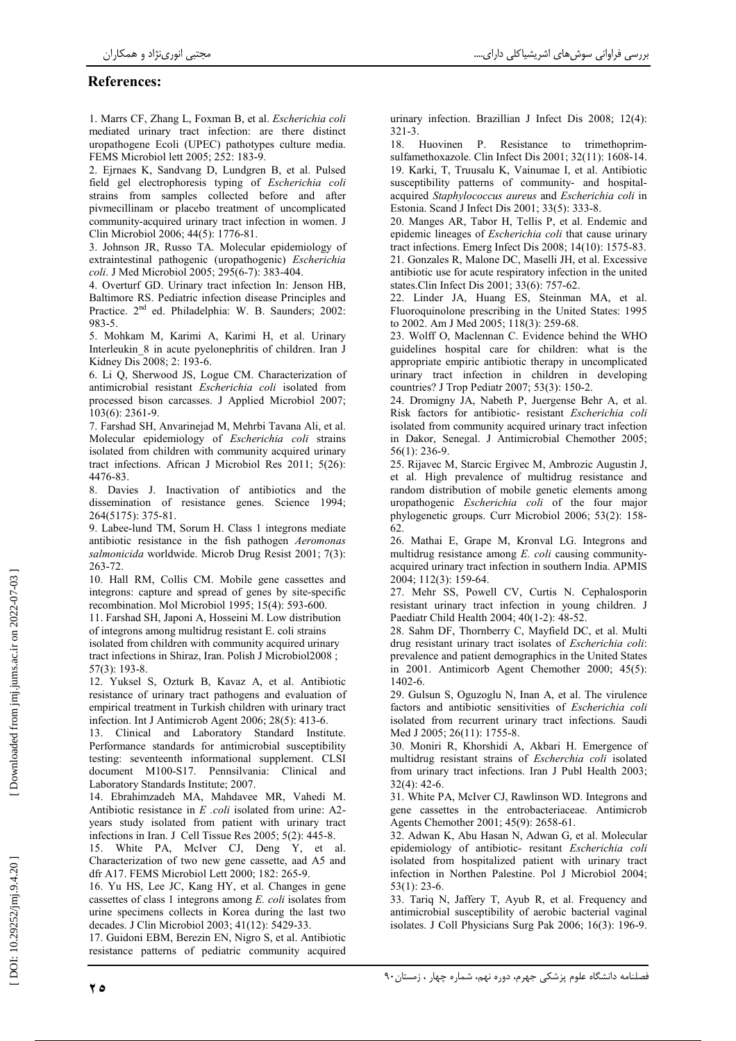## References:

1. Marrs CF, Zhang L, Foxman B, et al. *Escherichia coli* mediated urinary tract infection: are there distinct uropathogene Ecoli (UPEC) pathotypes culture media. FEMS Microbiol lett 2005; 252: 183-9.

2. Ejrnaes K, Sandvang D, Lundgren B, et al. Pulsed field gel electrophoresis typing of *Escherichia coli* strains from samples collected before and after pivmecillinam or placebo treatment of uncomplicated community-acquired urinary tract infection in women. J Clin Microbiol 2006; 44(5): 1776-81.

3. Johnson JR, Russo TA. Molecular epidemiology of extraintestinal pathogenic (uropathogenic) *Escherichia coli*. J Med Microbiol 2005; 295(6-7): 383-404.

4. Overturf GD. Urinary tract infection In: Jenson HB, Baltimore RS. Pediatric infection disease Principles and Practice. 2nd ed. Philadelphia: W. B. Saunders; 2002: 983-5.

5. Mohkam M, Karimi A, Karimi H, et al. Urinary Interleukin_8 in acute pyelonephritis of children. Iran J Kidney Dis 2008; 2: 193-6.

6. Li Q, Sherwood JS, Logue CM. Characterization of antimicrobial resistant *Escherichia coli* isolated from processed bison carcasses. J Applied Microbiol 2007; 103(6): 2361-9.

7. Farshad SH, Anvarinejad M, Mehrbi Tavana Ali, et al. Molecular epidemiology of *Escherichia coli* strains isolated from children with community acquired urinary tract infections. African J Microbiol Res 2011; 5(26): 4476-83.

8. Davies J. Inactivation of antibiotics and the dissemination of resistance genes. Science 1994; 264(5175): 375-81.

9. Labee-lund TM, Sorum H. Class 1 integrons mediate antibiotic resistance in the fish pathogen *Aeromonas salmonicida* worldwide. Microb Drug Resist 2001; 7(3): 263-72.

10. Hall RM, Collis CM. Mobile gene cassettes and integrons: capture and spread of genes by site-specific recombination. Mol Microbiol 1995; 15(4): 593-600.

11. Farshad SH, Japoni A, Hosseini M. Low distribution of integrons among multidrug resistant E. coli strains isolated from children with community acquired urinary tract infections in Shiraz, Iran. Polish J Microbiol2008 ; 57(3): 193-8.

12. Yuksel S, Ozturk B, Kavaz A, et al. Antibiotic resistance of urinary tract pathogens and evaluation of empirical treatment in Turkish children with urinary tract infection. Int J Antimicrob Agent 2006; 28(5): 413-6.

13. Clinical and Laboratory Standard Institute. Performance standards for antimicrobial susceptibility testing: seventeenth informational supplement. CLSI document M100-S17. Pennsilvania: Clinical and Laboratory Standards Institute; 2007.

14. Ebrahimzadeh MA, Mahdavee MR, Vahedi M. Antibiotic resistance in *E .coli* isolated from urine: A2-years study isolated from patient with urinary tract infections in Iran. J Cell Tissue Res 2005; 5(2): 445-8.

15. White PA, McIver CJ, Deng Y, et al. Characterization of two new gene cassette, aad A5 and dfr A17. FEMS Microbiol Lett 2000; 182: 265-9.

16. Yu HS, Lee JC, Kang HY, et al. Changes in gene cassettes of class 1 integrons among *E. coli* isolates from urine specimens collects in Korea during the last two decades. J Clin Microbiol 2003; 41(12): 5429-33.

17. Guidoni EBM, Berezin EN, Nigro S, et al. Antibiotic resistance patterns of pediatric community acquired urinary infection. Brazillian J Infect Dis 2008; 12(4): 321-3.

18. Huovinen P. Resistance to trimethoprim-sulfamethoxazole. Clin Infect Dis 2001; 32(11): 1608-14.

19. Karki, T, Truusalu K, Vainumae I, et al. Antibiotic susceptibility patterns of community- and hospital-acquired *Staphylococcus aureus* and *Escherichia coli* in Estonia. Scand J Infect Dis 2001; 33(5): 333-8.

20. Manges AR, Tabor H, Tellis P, et al. Endemic and epidemic lineages of *Escherichia coli* that cause urinary tract infections. Emerg Infect Dis 2008; 14(10): 1575-83.

21. Gonzales R, Malone DC, Maselli JH, et al. Excessive antibiotic use for acute respiratory infection in the united states.Clin Infect Dis 2001; 33(6): 757-62.

22. Linder JA, Huang ES, Steinman MA, et al. Fluoroquinolone prescribing in the United States: 1995 to 2002. Am J Med 2005; 118(3): 259-68.

23. Wolff O, Maclennan C. Evidence behind the WHO guidelines hospital care for children: what is the appropriate empiric antibiotic therapy in uncomplicated urinary tract infection in children in developing countries? J Trop Pediatr 2007; 53(3): 150-2.

24. Dromigny JA, Nabeth P, Juergense Behr A, et al. Risk factors for antibiotic- resistant *Escherichia coli* isolated from community acquired urinary tract infection in Dakor, Senegal. J Antimicrobial Chemother 2005; 56(1): 236-9.

25. Rijavec M, Starcic Ergivec M, Ambrozic Augustin J, et al. High prevalence of multidrug resistance and random distribution of mobile genetic elements among uropathogenic *Escherichia coli* of the four major phylogenetic groups. Curr Microbiol 2006; 53(2): 158-62.

26. Mathai E, Grape M, Kronval LG. Integrons and multidrug resistance among *E. coli* causing community-acquired urinary tract infection in southern India. APMIS 2004; 112(3): 159-64.

27. Mehr SS, Powell CV, Curtis N. Cephalosporin resistant urinary tract infection in young children. J Paediatr Child Health 2004; 40(1-2): 48-52.

28. Sahm DF, Thornberry C, Mayfield DC, et al. Multi drug resistant urinary tract isolates of *Escherichia coli*: prevalence and patient demographics in the United States in 2001. Antimicorb Agent Chemother 2000; 45(5): 1402-6.

29. Gulsun S, Oguzoglu N, Inan A, et al. The virulence factors and antibiotic sensitivities of *Escherichia coli* isolated from recurrent urinary tract infections. Saudi Med J 2005; 26(11): 1755-8.

30. Moniri R, Khorshidi A, Akbari H. Emergence of multidrug resistant strains of *Escherchia coli* isolated from urinary tract infections. Iran J Publ Health 2003; 32(4): 42-6.

31. White PA, McIver CJ, Rawlinson WD. Integrons and gene cassettes in the entrobacteriaceae. Antimicrob Agents Chemother 2001; 45(9): 2658-61.

32. Adwan K, Abu Hasan N, Adwan G, et al. Molecular epidemiology of antibiotic- resitant *Escherichia coli* isolated from hospitalized patient with urinary tract infection in Northen Palestine. Pol J Microbiol 2004; 53(1): 23-6.

33. Tariq N, Jaffery T, Ayub R, et al. Frequency and antimicrobial susceptibility of aerobic bacterial vaginal isolates. J Coll Physicians Surg Pak 2006; 16(3): 196-9.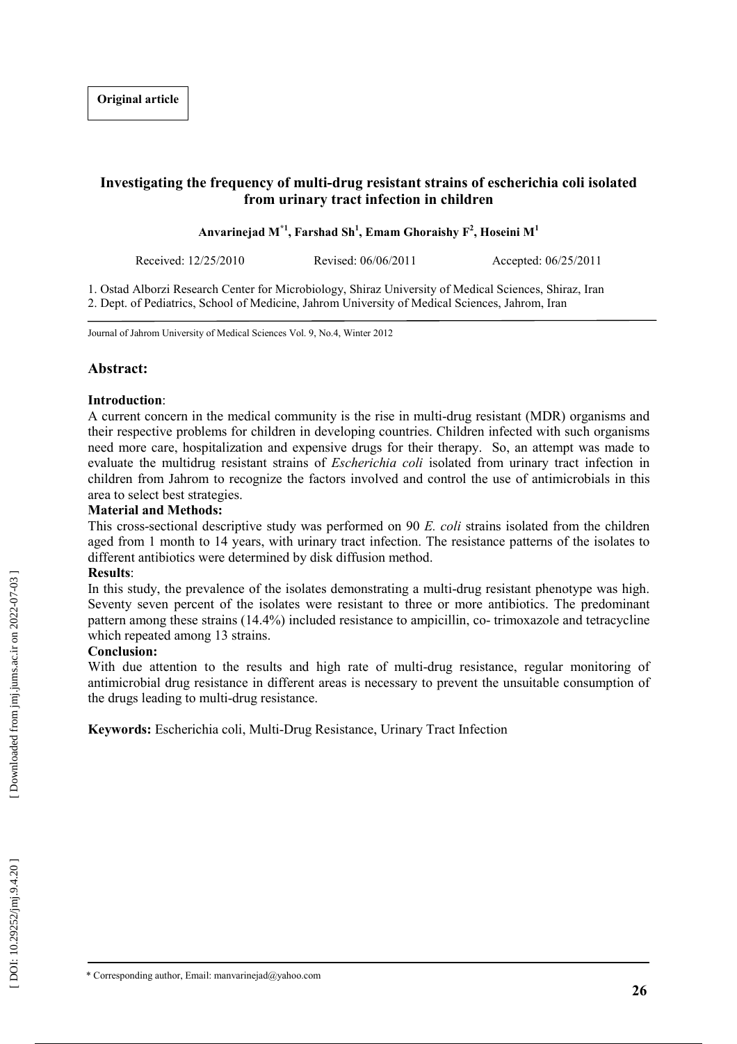**Original article**

# Investigating the frequency of multi-drug resistant strains of escherichia coli isolated from urinary tract infection in children

**Anvarinejad M[*1], Farshad Sh[1], Emam Ghoraishy F[2], Hoseini M[1]**

Received: 12/25/2010 Revised: 06/06/2011 Accepted: 06/25/2011

1. Ostad Alborzi Research Center for Microbiology, Shiraz University of Medical Sciences, Shiraz, Iran
2. Dept. of Pediatrics, School of Medicine, Jahrom University of Medical Sciences, Jahrom, Iran

Journal of Jahrom University of Medical Sciences Vol. 9, No.4, Winter 2012

## Abstract:

**Introduction**:

A current concern in the medical community is the rise in multi-drug resistant (MDR) organisms and their respective problems for children in developing countries. Children infected with such organisms need more care, hospitalization and expensive drugs for their therapy. So, an attempt was made to evaluate the multidrug resistant strains of *Escherichia coli* isolated from urinary tract infection in children from Jahrom to recognize the factors involved and control the use of antimicrobials in this area to select best strategies.

**Material and Methods:**

This cross-sectional descriptive study was performed on 90 *E. coli* strains isolated from the children aged from 1 month to 14 years, with urinary tract infection. The resistance patterns of the isolates to different antibiotics were determined by disk diffusion method.

**Results**:

In this study, the prevalence of the isolates demonstrating a multi-drug resistant phenotype was high. Seventy seven percent of the isolates were resistant to three or more antibiotics. The predominant pattern among these strains (14.4%) included resistance to ampicillin, co- trimoxazole and tetracycline which repeated among 13 strains.

**Conclusion:**

With due attention to the results and high rate of multi-drug resistance, regular monitoring of antimicrobial drug resistance in different areas is necessary to prevent the unsuitable consumption of the drugs leading to multi-drug resistance.

**Keywords:** Escherichia coli, Multi-Drug Resistance, Urinary Tract Infection

\* Corresponding author, Email: manvarinejad@yahoo.com